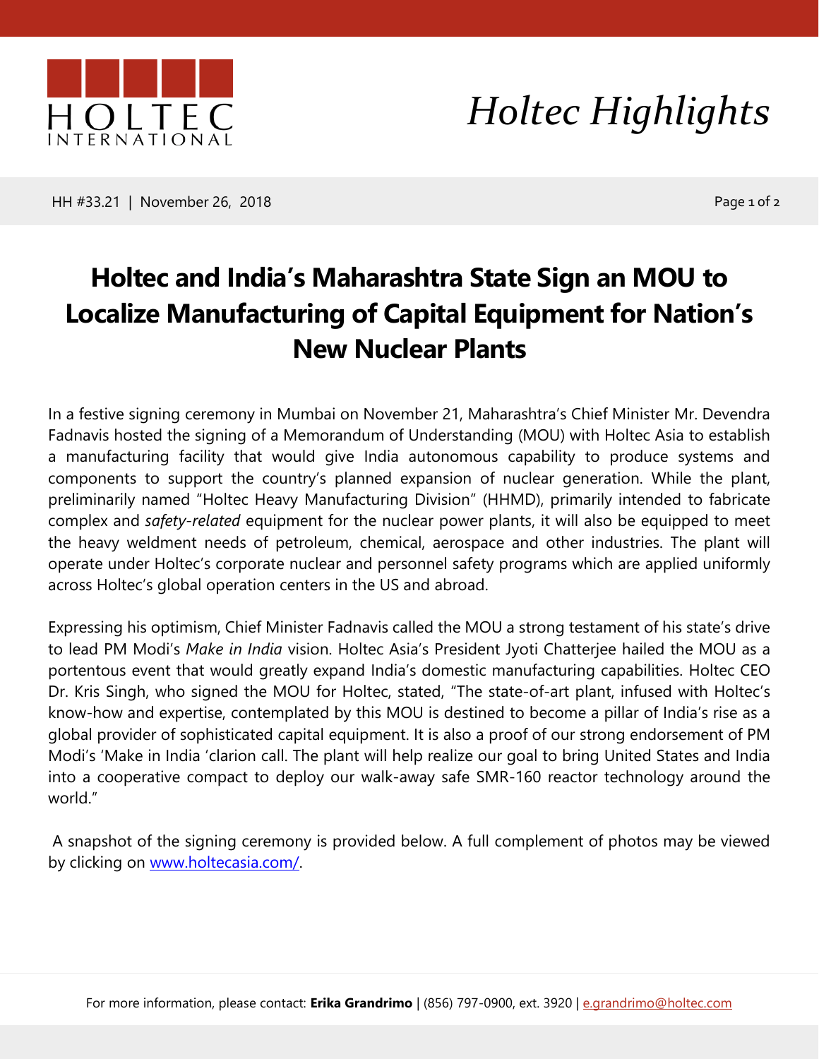HOLTEC INTERNATIONAL

*Holtec Highlights*

HH #33.21 | November 26, 2018

# Holtec and India's Maharashtra State Sign an MOU to Localize Manufacturing of Capital Equipment for Nation's New Nuclear Plants

In a festive signing ceremony in Mumbai on November 21, Maharashtra's Chief Minister Mr. Devendra Fadnavis hosted the signing of a Memorandum of Understanding (MOU) with Holtec Asia to establish a manufacturing facility that would give India autonomous capability to produce systems and components to support the country's planned expansion of nuclear generation. While the plant, preliminarily named "Holtec Heavy Manufacturing Division" (HHMD), primarily intended to fabricate complex and *safety-related* equipment for the nuclear power plants, it will also be equipped to meet the heavy weldment needs of petroleum, chemical, aerospace and other industries. The plant will operate under Holtec's corporate nuclear and personnel safety programs which are applied uniformly across Holtec's global operation centers in the US and abroad.

Expressing his optimism, Chief Minister Fadnavis called the MOU a strong testament of his state's drive to lead PM Modi's *Make in India* vision. Holtec Asia's President Jyoti Chatterjee hailed the MOU as a portentous event that would greatly expand India's domestic manufacturing capabilities. Holtec CEO Dr. Kris Singh, who signed the MOU for Holtec, stated, "The state-of-art plant, infused with Holtec's know-how and expertise, contemplated by this MOU is destined to become a pillar of India's rise as a global provider of sophisticated capital equipment. It is also a proof of our strong endorsement of PM Modi's 'Make in India 'clarion call. The plant will help realize our goal to bring United States and India into a cooperative compact to deploy our walk-away safe SMR-160 reactor technology around the world."

A snapshot of the signing ceremony is provided below. A full complement of photos may be viewed by clicking on [www.holtecasia.com/](www.holtecasia.com/).

For more information, please contact: **Erika Grandrimo** | (856) 797-0900, ext. 3920 | [e.grandrimo@holtec.com](mailto:e.grandrimo@holtec.com)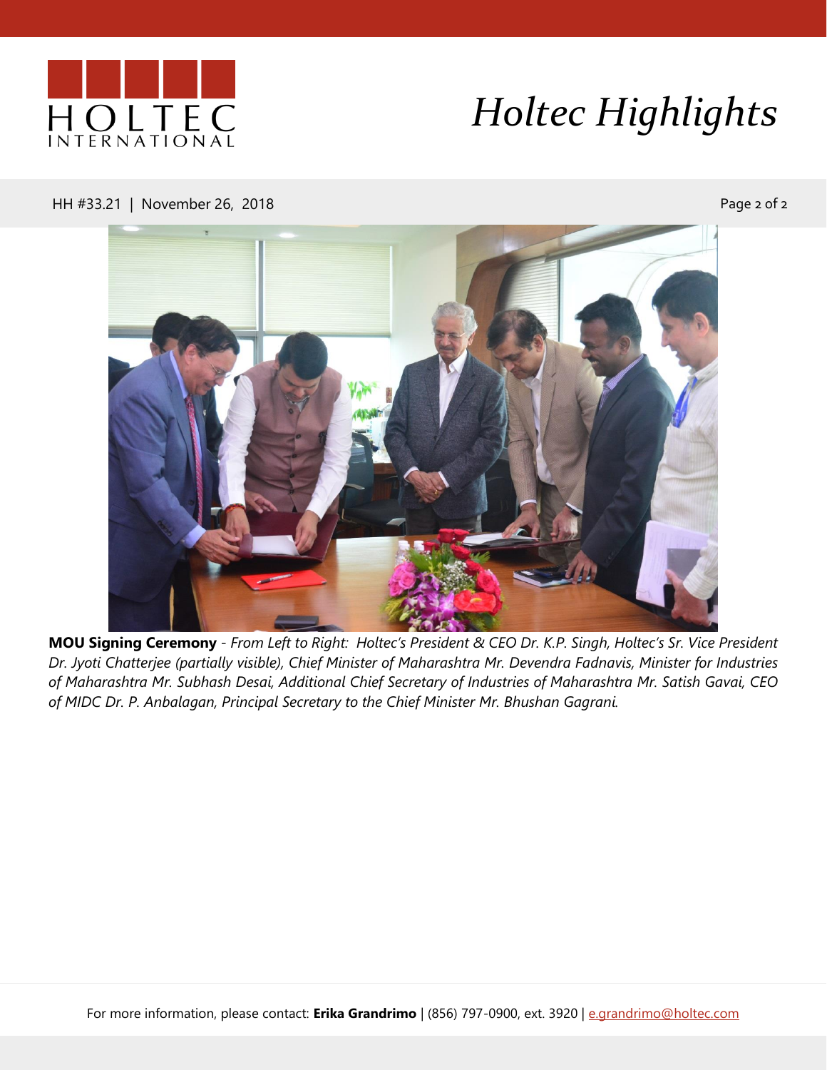**MOU Signing Ceremony** - *From Left to Right: Holtec's President & CEO Dr. K.P. Singh, Holtec's Sr. Vice President Dr. Jyoti Chatterjee (partially visible), Chief Minister of Maharashtra Mr. Devendra Fadnavis, Minister for Industries of Maharashtra Mr. Subhash Desai, Additional Chief Secretary of Industries of Maharashtra Mr. Satish Gavai, CEO of MIDC Dr. P. Anbalagan, Principal Secretary to the Chief Minister Mr. Bhushan Gagrani.*

For more information, please contact: **Erika Grandrimo** | (856) 797-0900, ext. 3920 | e.grandrimo@holtec.com